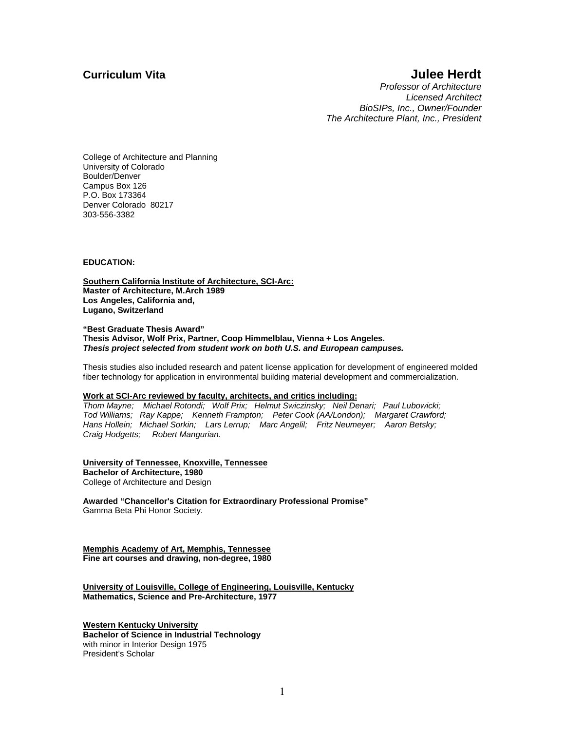**Curriculum Vita**

# Julee Herdt

*Professor of Architecture*
*Licensed Architect*
*BioSIPs, Inc., Owner/Founder*
*The Architecture Plant, Inc., President*

College of Architecture and Planning
University of Colorado
Boulder/Denver
Campus Box 126
P.O. Box 173364
Denver Colorado 80217
303-556-3382

## EDUCATION:

**Southern California Institute of Architecture, SCI-Arc:**
**Master of Architecture, M.Arch 1989**
**Los Angeles, California and,**
**Lugano, Switzerland**

**"Best Graduate Thesis Award"**
**Thesis Advisor, Wolf Prix, Partner, Coop Himmelblau, Vienna + Los Angeles.**
***Thesis project selected from student work on both U.S. and European campuses.***

Thesis studies also included research and patent license application for development of engineered molded fiber technology for application in environmental building material development and commercialization.

**Work at SCI-Arc reviewed by faculty, architects, and critics including:**
*Thom Mayne; Michael Rotondi; Wolf Prix; Helmut Swiczinsky; Neil Denari; Paul Lubowicki; Tod Williams; Ray Kappe; Kenneth Frampton; Peter Cook (AA/London); Margaret Crawford; Hans Hollein; Michael Sorkin; Lars Lerrup; Marc Angelil; Fritz Neumeyer; Aaron Betsky; Craig Hodgetts; Robert Mangurian.*

**University of Tennessee, Knoxville, Tennessee**
**Bachelor of Architecture, 1980**
College of Architecture and Design

**Awarded "Chancellor's Citation for Extraordinary Professional Promise"**
Gamma Beta Phi Honor Society.

**Memphis Academy of Art, Memphis, Tennessee**
**Fine art courses and drawing, non-degree, 1980**

**University of Louisville, College of Engineering, Louisville, Kentucky**
**Mathematics, Science and Pre-Architecture, 1977**

**Western Kentucky University**
**Bachelor of Science in Industrial Technology**
with minor in Interior Design 1975
President's Scholar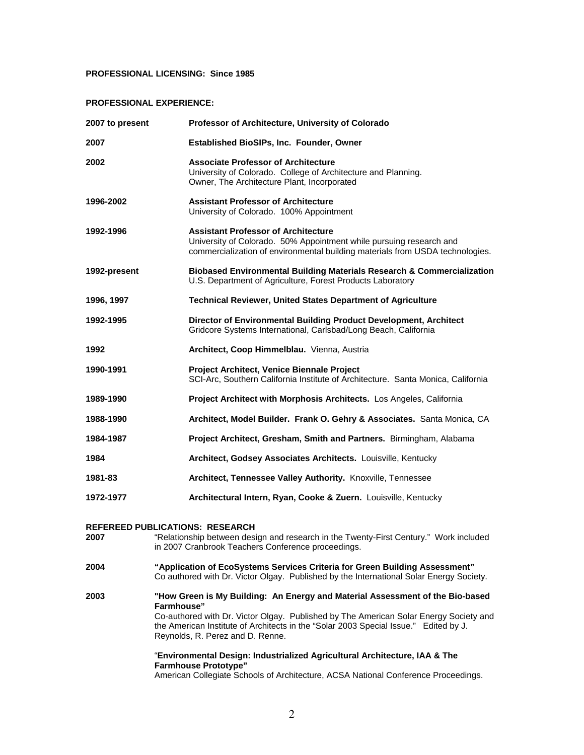**PROFESSIONAL LICENSING: Since 1985**

**PROFESSIONAL EXPERIENCE:**

**2007 to present** — **Professor of Architecture, University of Colorado**

**2007** — **Established BioSIPs, Inc. Founder, Owner**

**2002** — **Associate Professor of Architecture**
University of Colorado. College of Architecture and Planning.
Owner, The Architecture Plant, Incorporated

**1996-2002** — **Assistant Professor of Architecture**
University of Colorado. 100% Appointment

**1992-1996** — **Assistant Professor of Architecture**
University of Colorado. 50% Appointment while pursuing research and commercialization of environmental building materials from USDA technologies.

**1992-present** — **Biobased Environmental Building Materials Research & Commercialization**
U.S. Department of Agriculture, Forest Products Laboratory

**1996, 1997** — **Technical Reviewer, United States Department of Agriculture**

**1992-1995** — **Director of Environmental Building Product Development, Architect**
Gridcore Systems International, Carlsbad/Long Beach, California

**1992** — **Architect, Coop Himmelblau.** Vienna, Austria

**1990-1991** — **Project Architect, Venice Biennale Project**
SCI-Arc, Southern California Institute of Architecture. Santa Monica, California

**1989-1990** — **Project Architect with Morphosis Architects.** Los Angeles, California

**1988-1990** — **Architect, Model Builder. Frank O. Gehry & Associates.** Santa Monica, CA

**1984-1987** — **Project Architect, Gresham, Smith and Partners.** Birmingham, Alabama

**1984** — **Architect, Godsey Associates Architects.** Louisville, Kentucky

**1981-83** — **Architect, Tennessee Valley Authority.** Knoxville, Tennessee

**1972-1977** — **Architectural Intern, Ryan, Cooke & Zuern.** Louisville, Kentucky

**REFEREED PUBLICATIONS: RESEARCH**

**2007** — "Relationship between design and research in the Twenty-First Century." Work included in 2007 Cranbrook Teachers Conference proceedings.

**2004** — **"Application of EcoSystems Services Criteria for Green Building Assessment"**
Co authored with Dr. Victor Olgay. Published by the International Solar Energy Society.

**2003** — **"How Green is My Building: An Energy and Material Assessment of the Bio-based Farmhouse"**
Co-authored with Dr. Victor Olgay. Published by The American Solar Energy Society and the American Institute of Architects in the "Solar 2003 Special Issue." Edited by J. Reynolds, R. Perez and D. Renne.

"**Environmental Design: Industrialized Agricultural Architecture, IAA & The Farmhouse Prototype"**
American Collegiate Schools of Architecture, ACSA National Conference Proceedings.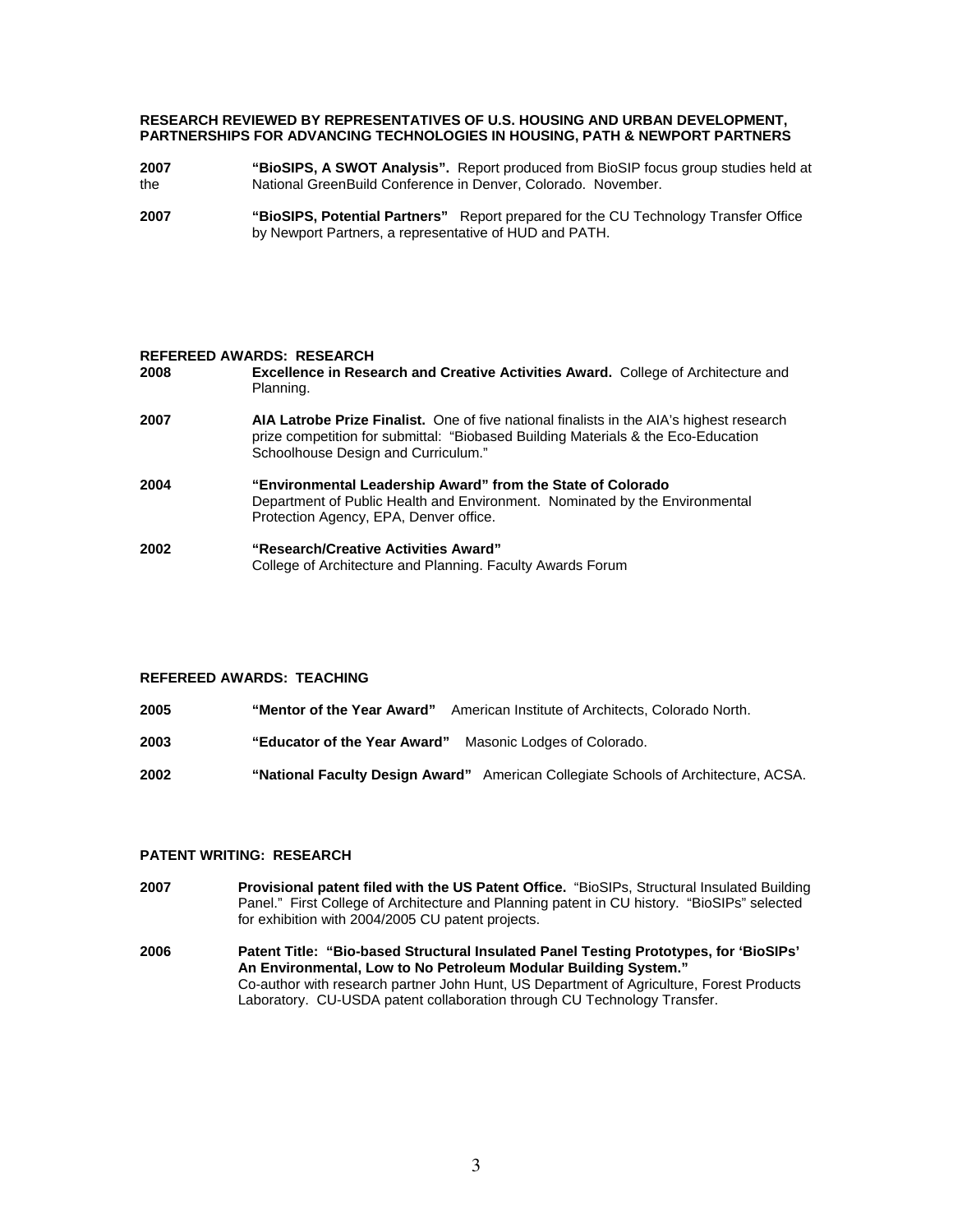**RESEARCH REVIEWED BY REPRESENTATIVES OF U.S. HOUSING AND URBAN DEVELOPMENT, PARTNERSHIPS FOR ADVANCING TECHNOLOGIES IN HOUSING, PATH & NEWPORT PARTNERS**

**2007** **"BioSIPS, A SWOT Analysis".** Report produced from BioSIP focus group studies held at the National GreenBuild Conference in Denver, Colorado. November.

**2007** **"BioSIPS, Potential Partners"** Report prepared for the CU Technology Transfer Office by Newport Partners, a representative of HUD and PATH.

**REFEREED AWARDS: RESEARCH**

**2008** **Excellence in Research and Creative Activities Award.** College of Architecture and Planning.

**2007** **AIA Latrobe Prize Finalist.** One of five national finalists in the AIA's highest research prize competition for submittal: "Biobased Building Materials & the Eco-Education Schoolhouse Design and Curriculum."

**2004** **"Environmental Leadership Award" from the State of Colorado** Department of Public Health and Environment. Nominated by the Environmental Protection Agency, EPA, Denver office.

**2002** **"Research/Creative Activities Award"** College of Architecture and Planning. Faculty Awards Forum

**REFEREED AWARDS: TEACHING**

**2005** **"Mentor of the Year Award"** American Institute of Architects, Colorado North.

**2003** **"Educator of the Year Award"** Masonic Lodges of Colorado.

**2002** **"National Faculty Design Award"** American Collegiate Schools of Architecture, ACSA.

**PATENT WRITING: RESEARCH**

**2007** **Provisional patent filed with the US Patent Office.** "BioSIPs, Structural Insulated Building Panel." First College of Architecture and Planning patent in CU history. "BioSIPs" selected for exhibition with 2004/2005 CU patent projects.

**2006** **Patent Title: "Bio-based Structural Insulated Panel Testing Prototypes, for 'BioSIPs' An Environmental, Low to No Petroleum Modular Building System."** Co-author with research partner John Hunt, US Department of Agriculture, Forest Products Laboratory. CU-USDA patent collaboration through CU Technology Transfer.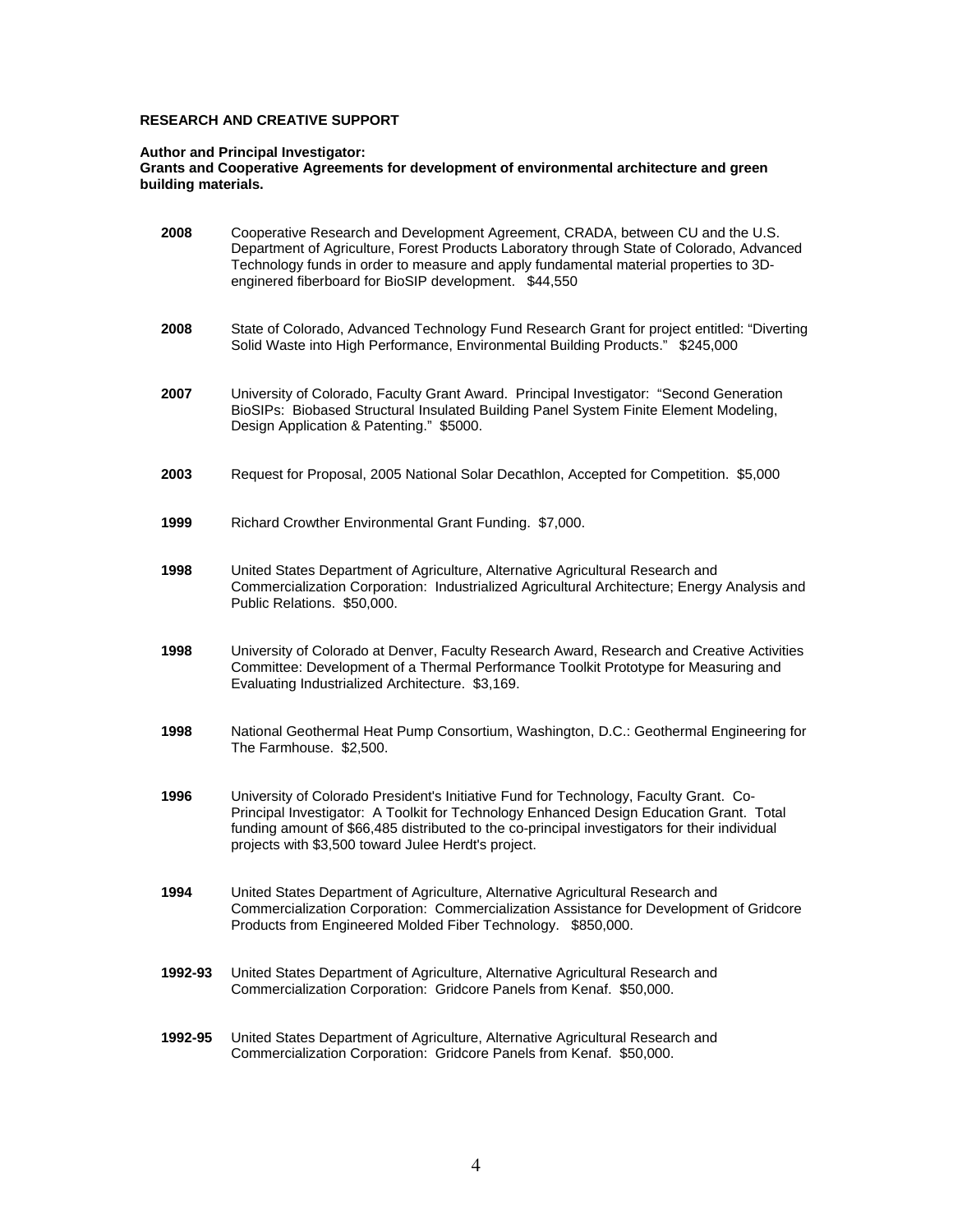## RESEARCH AND CREATIVE SUPPORT

**Author and Principal Investigator:**
**Grants and Cooperative Agreements for development of environmental architecture and green building materials.**

**2008** Cooperative Research and Development Agreement, CRADA, between CU and the U.S. Department of Agriculture, Forest Products Laboratory through State of Colorado, Advanced Technology funds in order to measure and apply fundamental material properties to 3D-enginered fiberboard for BioSIP development. $44,550

**2008** State of Colorado, Advanced Technology Fund Research Grant for project entitled: "Diverting Solid Waste into High Performance, Environmental Building Products." $245,000

**2007** University of Colorado, Faculty Grant Award. Principal Investigator: "Second Generation BioSIPs: Biobased Structural Insulated Building Panel System Finite Element Modeling, Design Application & Patenting." $5000.

**2003** Request for Proposal, 2005 National Solar Decathlon, Accepted for Competition. $5,000

**1999** Richard Crowther Environmental Grant Funding. $7,000.

**1998** United States Department of Agriculture, Alternative Agricultural Research and Commercialization Corporation: Industrialized Agricultural Architecture; Energy Analysis and Public Relations. $50,000.

**1998** University of Colorado at Denver, Faculty Research Award, Research and Creative Activities Committee: Development of a Thermal Performance Toolkit Prototype for Measuring and Evaluating Industrialized Architecture. $3,169.

**1998** National Geothermal Heat Pump Consortium, Washington, D.C.: Geothermal Engineering for The Farmhouse. $2,500.

**1996** University of Colorado President's Initiative Fund for Technology, Faculty Grant. Co-Principal Investigator: A Toolkit for Technology Enhanced Design Education Grant. Total funding amount of $66,485 distributed to the co-principal investigators for their individual projects with $3,500 toward Julee Herdt's project.

**1994** United States Department of Agriculture, Alternative Agricultural Research and Commercialization Corporation: Commercialization Assistance for Development of Gridcore Products from Engineered Molded Fiber Technology. $850,000.

**1992-93** United States Department of Agriculture, Alternative Agricultural Research and Commercialization Corporation: Gridcore Panels from Kenaf. $50,000.

**1992-95** United States Department of Agriculture, Alternative Agricultural Research and Commercialization Corporation: Gridcore Panels from Kenaf. $50,000.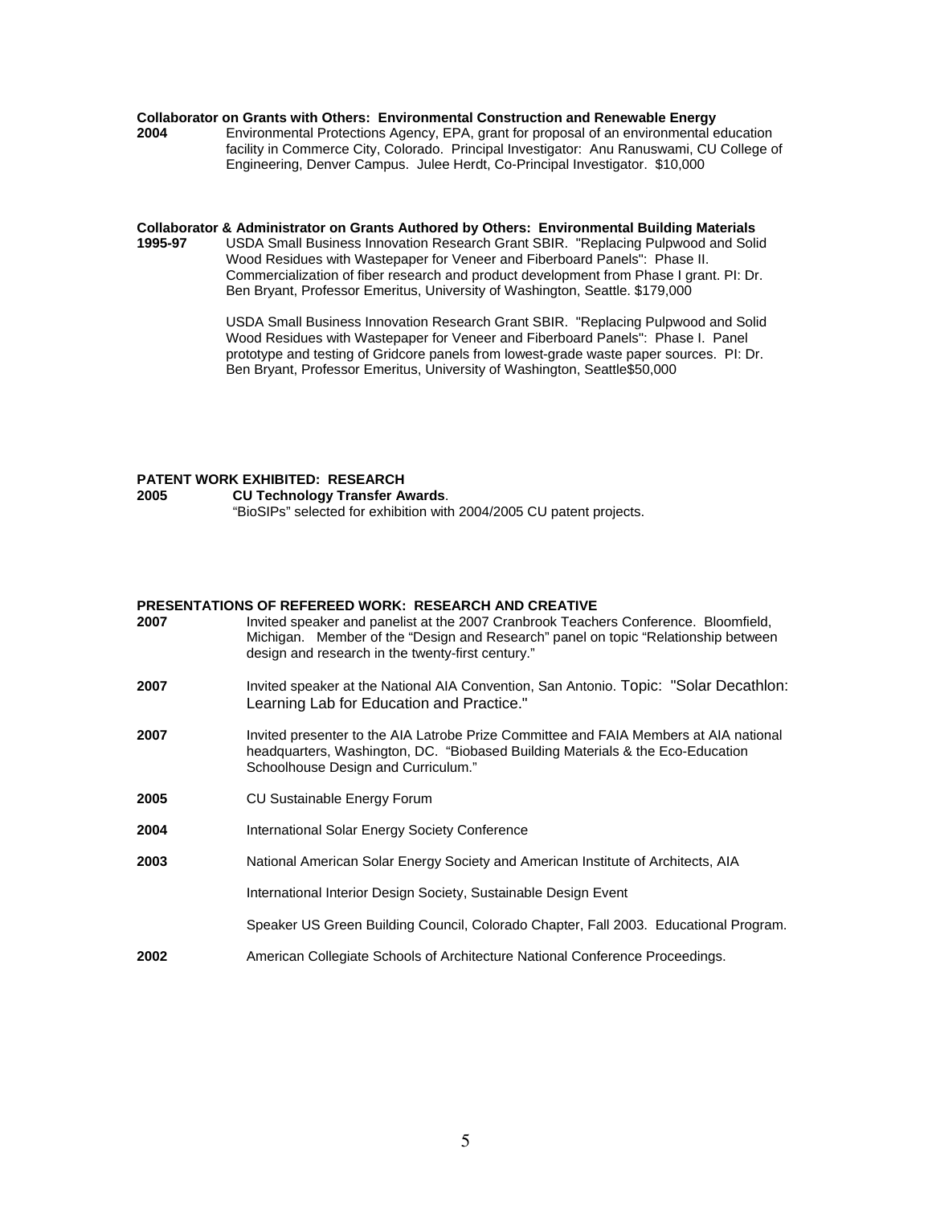**Collaborator on Grants with Others: Environmental Construction and Renewable Energy**

**2004** Environmental Protections Agency, EPA, grant for proposal of an environmental education facility in Commerce City, Colorado. Principal Investigator: Anu Ranuswami, CU College of Engineering, Denver Campus. Julee Herdt, Co-Principal Investigator. $10,000

**Collaborator & Administrator on Grants Authored by Others: Environmental Building Materials**

**1995-97** USDA Small Business Innovation Research Grant SBIR. "Replacing Pulpwood and Solid Wood Residues with Wastepaper for Veneer and Fiberboard Panels": Phase II. Commercialization of fiber research and product development from Phase I grant. PI: Dr. Ben Bryant, Professor Emeritus, University of Washington, Seattle. $179,000

USDA Small Business Innovation Research Grant SBIR. "Replacing Pulpwood and Solid Wood Residues with Wastepaper for Veneer and Fiberboard Panels": Phase I. Panel prototype and testing of Gridcore panels from lowest-grade waste paper sources. PI: Dr. Ben Bryant, Professor Emeritus, University of Washington, Seattle$50,000

**PATENT WORK EXHIBITED: RESEARCH**

**2005** **CU Technology Transfer Awards**.
"BioSIPs" selected for exhibition with 2004/2005 CU patent projects.

**PRESENTATIONS OF REFEREED WORK: RESEARCH AND CREATIVE**

**2007** Invited speaker and panelist at the 2007 Cranbrook Teachers Conference. Bloomfield, Michigan. Member of the "Design and Research" panel on topic "Relationship between design and research in the twenty-first century."

**2007** Invited speaker at the National AIA Convention, San Antonio. Topic: "Solar Decathlon: Learning Lab for Education and Practice."

**2007** Invited presenter to the AIA Latrobe Prize Committee and FAIA Members at AIA national headquarters, Washington, DC. "Biobased Building Materials & the Eco-Education Schoolhouse Design and Curriculum."

**2005** CU Sustainable Energy Forum

**2004** International Solar Energy Society Conference

**2003** National American Solar Energy Society and American Institute of Architects, AIA

International Interior Design Society, Sustainable Design Event

Speaker US Green Building Council, Colorado Chapter, Fall 2003. Educational Program.

**2002** American Collegiate Schools of Architecture National Conference Proceedings.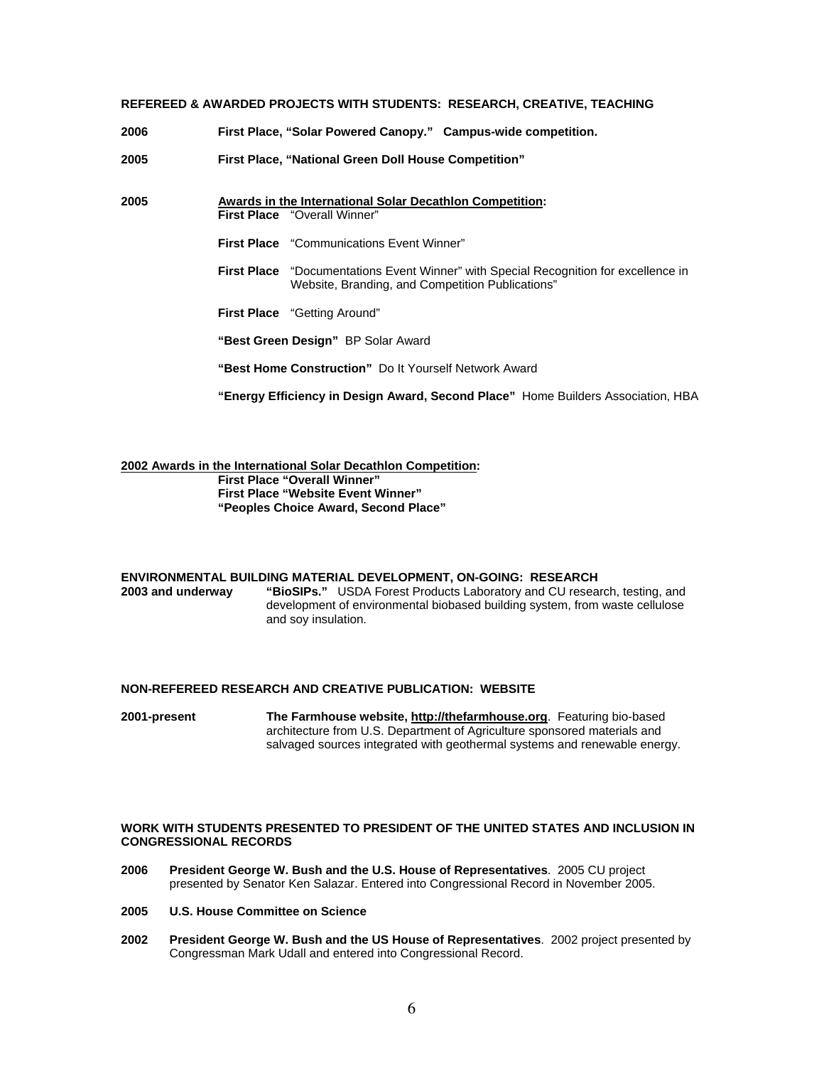**REFEREED & AWARDED PROJECTS WITH STUDENTS: RESEARCH, CREATIVE, TEACHING**

**2006** **First Place, "Solar Powered Canopy." Campus-wide competition.**

**2005** **First Place, "National Green Doll House Competition"**

**2005** **Awards in the International Solar Decathlon Competition:**

**First Place** "Overall Winner"

**First Place** "Communications Event Winner"

**First Place** "Documentations Event Winner" with Special Recognition for excellence in Website, Branding, and Competition Publications"

**First Place** "Getting Around"

**"Best Green Design"** BP Solar Award

**"Best Home Construction"** Do It Yourself Network Award

**"Energy Efficiency in Design Award, Second Place"** Home Builders Association, HBA

**2002 Awards in the International Solar Decathlon Competition:**

**First Place "Overall Winner"**
**First Place "Website Event Winner"**
**"Peoples Choice Award, Second Place"**

**ENVIRONMENTAL BUILDING MATERIAL DEVELOPMENT, ON-GOING: RESEARCH**

**2003 and underway** **"BioSIPs."** USDA Forest Products Laboratory and CU research, testing, and development of environmental biobased building system, from waste cellulose and soy insulation.

**NON-REFEREED RESEARCH AND CREATIVE PUBLICATION: WEBSITE**

**2001-present** **The Farmhouse website, http://thefarmhouse.org**. Featuring bio-based architecture from U.S. Department of Agriculture sponsored materials and salvaged sources integrated with geothermal systems and renewable energy.

**WORK WITH STUDENTS PRESENTED TO PRESIDENT OF THE UNITED STATES AND INCLUSION IN CONGRESSIONAL RECORDS**

**2006** **President George W. Bush and the U.S. House of Representatives**. 2005 CU project presented by Senator Ken Salazar. Entered into Congressional Record in November 2005.

**2005** **U.S. House Committee on Science**

**2002** **President George W. Bush and the US House of Representatives**. 2002 project presented by Congressman Mark Udall and entered into Congressional Record.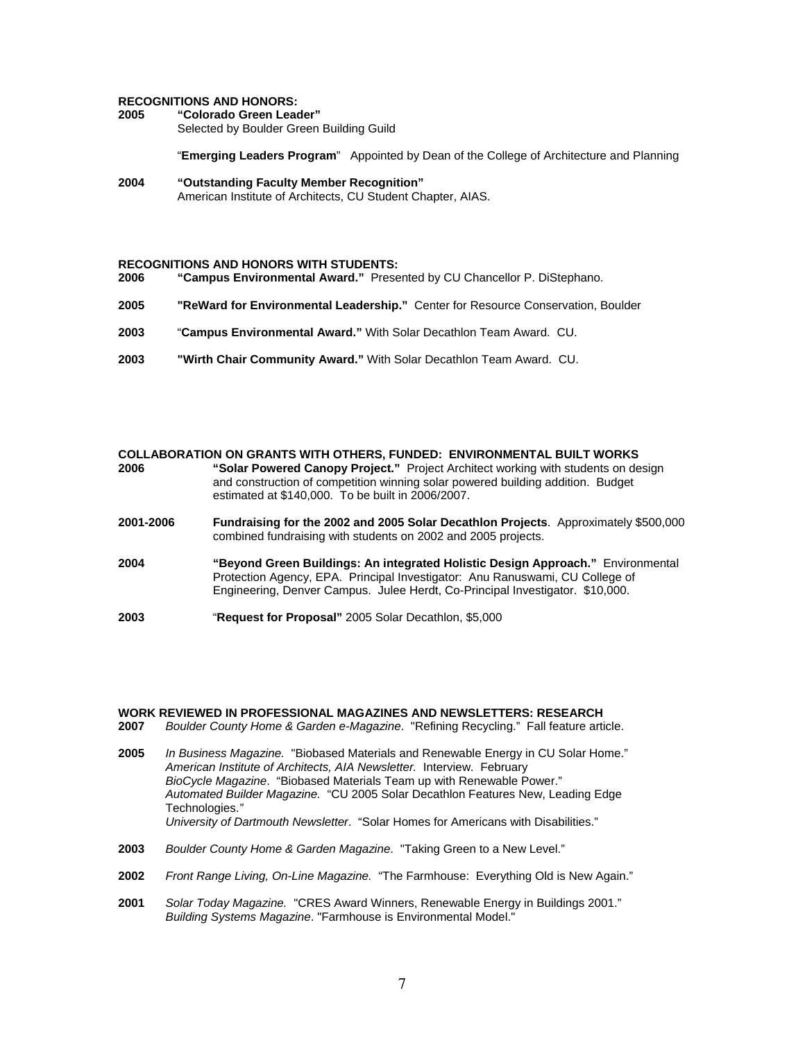## RECOGNITIONS AND HONORS:

**2005** **"Colorado Green Leader"**
Selected by Boulder Green Building Guild

"**Emerging Leaders Program**" Appointed by Dean of the College of Architecture and Planning

**2004** **"Outstanding Faculty Member Recognition"**
American Institute of Architects, CU Student Chapter, AIAS.

## RECOGNITIONS AND HONORS WITH STUDENTS:

**2006** **"Campus Environmental Award."** Presented by CU Chancellor P. DiStephano.

**2005** **"ReWard for Environmental Leadership."** Center for Resource Conservation, Boulder

**2003** "**Campus Environmental Award."** With Solar Decathlon Team Award. CU.

**2003** **"Wirth Chair Community Award."** With Solar Decathlon Team Award. CU.

## COLLABORATION ON GRANTS WITH OTHERS, FUNDED: ENVIRONMENTAL BUILT WORKS

**2006** **"Solar Powered Canopy Project."** Project Architect working with students on design and construction of competition winning solar powered building addition. Budget estimated at $140,000. To be built in 2006/2007.

**2001-2006** **Fundraising for the 2002 and 2005 Solar Decathlon Projects**. Approximately $500,000 combined fundraising with students on 2002 and 2005 projects.

**2004** **"Beyond Green Buildings: An integrated Holistic Design Approach."** Environmental Protection Agency, EPA. Principal Investigator: Anu Ranuswami, CU College of Engineering, Denver Campus. Julee Herdt, Co-Principal Investigator. $10,000.

**2003** "**Request for Proposal"** 2005 Solar Decathlon, $5,000

## WORK REVIEWED IN PROFESSIONAL MAGAZINES AND NEWSLETTERS: RESEARCH

**2007** *Boulder County Home & Garden e-Magazine*. "Refining Recycling." Fall feature article.

**2005** *In Business Magazine.* "Biobased Materials and Renewable Energy in CU Solar Home."
*American Institute of Architects, AIA Newsletter.* Interview. February
*BioCycle Magazine*. "Biobased Materials Team up with Renewable Power."
*Automated Builder Magazine.* "CU 2005 Solar Decathlon Features New, Leading Edge Technologies."
*University of Dartmouth Newsletter*. "Solar Homes for Americans with Disabilities."

**2003** *Boulder County Home & Garden Magazine*. "Taking Green to a New Level."

**2002** *Front Range Living, On-Line Magazine.* "The Farmhouse: Everything Old is New Again."

**2001** *Solar Today Magazine.* "CRES Award Winners, Renewable Energy in Buildings 2001."
*Building Systems Magazine*. "Farmhouse is Environmental Model."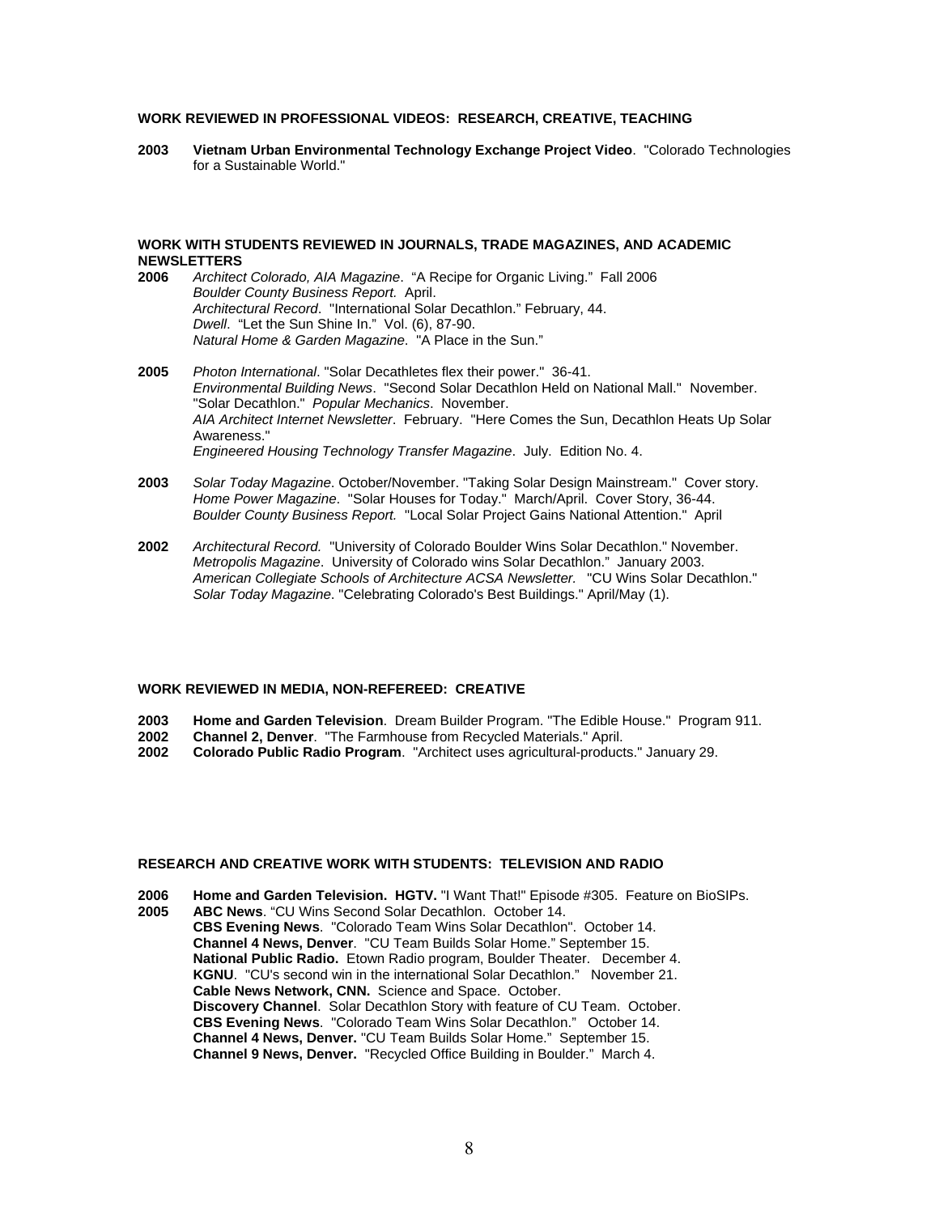**WORK REVIEWED IN PROFESSIONAL VIDEOS: RESEARCH, CREATIVE, TEACHING**

**2003** **Vietnam Urban Environmental Technology Exchange Project Video**. "Colorado Technologies for a Sustainable World."

**WORK WITH STUDENTS REVIEWED IN JOURNALS, TRADE MAGAZINES, AND ACADEMIC NEWSLETTERS**

**2006** *Architect Colorado, AIA Magazine*. "A Recipe for Organic Living." Fall 2006
*Boulder County Business Report.* April.
*Architectural Record*. "International Solar Decathlon." February, 44.
*Dwell*. "Let the Sun Shine In." Vol. (6), 87-90.
*Natural Home & Garden Magazine.* "A Place in the Sun."

**2005** *Photon International*. "Solar Decathletes flex their power." 36-41.
*Environmental Building News*. "Second Solar Decathlon Held on National Mall." November.
"Solar Decathlon." *Popular Mechanics*. November.
*AIA Architect Internet Newsletter*. February. "Here Comes the Sun, Decathlon Heats Up Solar Awareness."
*Engineered Housing Technology Transfer Magazine*. July. Edition No. 4.

**2003** *Solar Today Magazine*. October/November. "Taking Solar Design Mainstream." Cover story.
*Home Power Magazine*. "Solar Houses for Today." March/April. Cover Story, 36-44.
*Boulder County Business Report.* "Local Solar Project Gains National Attention." April

**2002** *Architectural Record.* "University of Colorado Boulder Wins Solar Decathlon." November.
*Metropolis Magazine*. University of Colorado wins Solar Decathlon." January 2003.
*American Collegiate Schools of Architecture ACSA Newsletter.* "CU Wins Solar Decathlon."
*Solar Today Magazine*. "Celebrating Colorado's Best Buildings." April/May (1).

**WORK REVIEWED IN MEDIA, NON-REFEREED: CREATIVE**

**2003** **Home and Garden Television**. Dream Builder Program. "The Edible House." Program 911.
**2002** **Channel 2, Denver**. "The Farmhouse from Recycled Materials." April.
**2002** **Colorado Public Radio Program**. "Architect uses agricultural-products." January 29.

**RESEARCH AND CREATIVE WORK WITH STUDENTS: TELEVISION AND RADIO**

**2006** **Home and Garden Television. HGTV.** "I Want That!" Episode #305. Feature on BioSIPs.
**2005** **ABC News**. "CU Wins Second Solar Decathlon. October 14.
**CBS Evening News**. "Colorado Team Wins Solar Decathlon". October 14.
**Channel 4 News, Denver**. "CU Team Builds Solar Home." September 15.
**National Public Radio.** Etown Radio program, Boulder Theater. December 4.
**KGNU**. "CU's second win in the international Solar Decathlon." November 21.
**Cable News Network, CNN.** Science and Space. October.
**Discovery Channel**. Solar Decathlon Story with feature of CU Team. October.
**CBS Evening News**. "Colorado Team Wins Solar Decathlon." October 14.
**Channel 4 News, Denver.** "CU Team Builds Solar Home." September 15.
**Channel 9 News, Denver.** "Recycled Office Building in Boulder." March 4.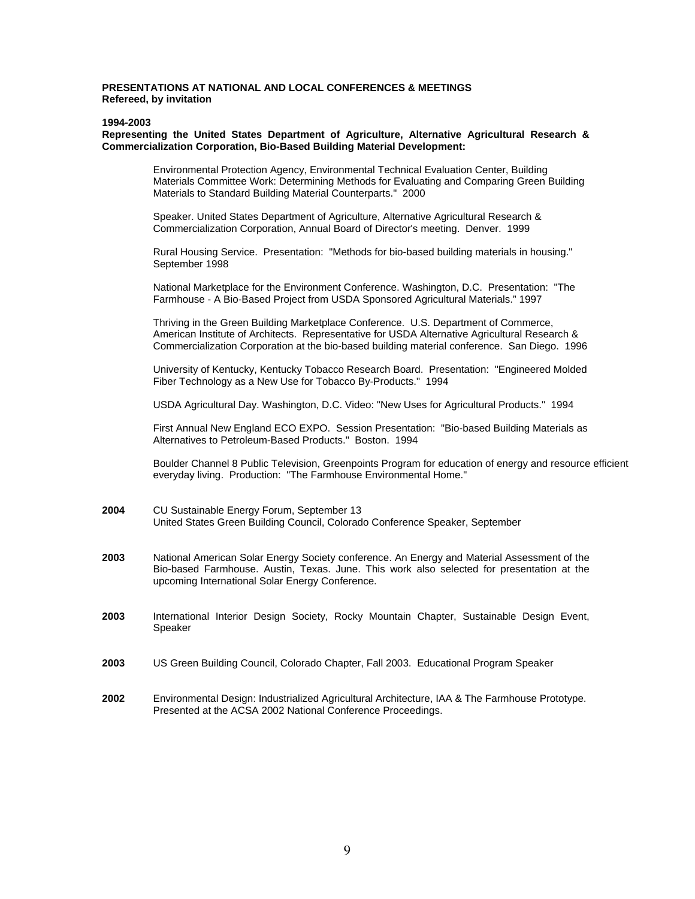**PRESENTATIONS AT NATIONAL AND LOCAL CONFERENCES & MEETINGS**
**Refereed, by invitation**

**1994-2003**
**Representing the United States Department of Agriculture, Alternative Agricultural Research & Commercialization Corporation, Bio-Based Building Material Development:**

Environmental Protection Agency, Environmental Technical Evaluation Center, Building Materials Committee Work: Determining Methods for Evaluating and Comparing Green Building Materials to Standard Building Material Counterparts." 2000

Speaker. United States Department of Agriculture, Alternative Agricultural Research & Commercialization Corporation, Annual Board of Director's meeting. Denver. 1999

Rural Housing Service. Presentation: "Methods for bio-based building materials in housing." September 1998

National Marketplace for the Environment Conference. Washington, D.C. Presentation: "The Farmhouse - A Bio-Based Project from USDA Sponsored Agricultural Materials." 1997

Thriving in the Green Building Marketplace Conference. U.S. Department of Commerce, American Institute of Architects. Representative for USDA Alternative Agricultural Research & Commercialization Corporation at the bio-based building material conference. San Diego. 1996

University of Kentucky, Kentucky Tobacco Research Board. Presentation: "Engineered Molded Fiber Technology as a New Use for Tobacco By-Products." 1994

USDA Agricultural Day. Washington, D.C. Video: "New Uses for Agricultural Products." 1994

First Annual New England ECO EXPO. Session Presentation: "Bio-based Building Materials as Alternatives to Petroleum-Based Products." Boston. 1994

Boulder Channel 8 Public Television, Greenpoints Program for education of energy and resource efficient everyday living. Production: "The Farmhouse Environmental Home."

**2004** CU Sustainable Energy Forum, September 13
United States Green Building Council, Colorado Conference Speaker, September

**2003** National American Solar Energy Society conference. An Energy and Material Assessment of the Bio-based Farmhouse. Austin, Texas. June. This work also selected for presentation at the upcoming International Solar Energy Conference.

**2003** International Interior Design Society, Rocky Mountain Chapter, Sustainable Design Event, Speaker

**2003** US Green Building Council, Colorado Chapter, Fall 2003. Educational Program Speaker

**2002** Environmental Design: Industrialized Agricultural Architecture, IAA & The Farmhouse Prototype. Presented at the ACSA 2002 National Conference Proceedings.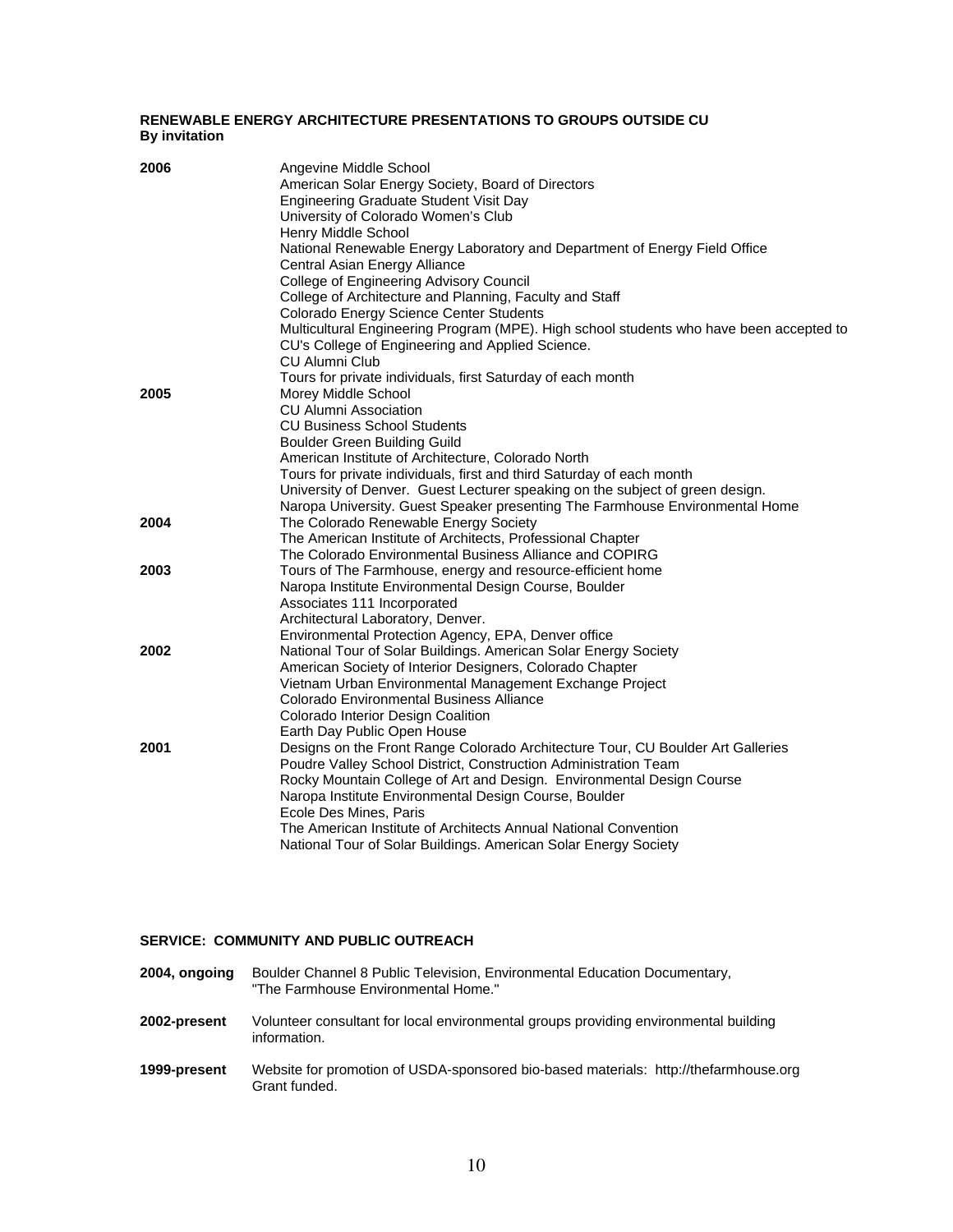**RENEWABLE ENERGY ARCHITECTURE PRESENTATIONS TO GROUPS OUTSIDE CU**
**By invitation**

**2006**
- Angevine Middle School
- American Solar Energy Society, Board of Directors
- Engineering Graduate Student Visit Day
- University of Colorado Women's Club
- Henry Middle School
- National Renewable Energy Laboratory and Department of Energy Field Office
- Central Asian Energy Alliance
- College of Engineering Advisory Council
- College of Architecture and Planning, Faculty and Staff
- Colorado Energy Science Center Students
- Multicultural Engineering Program (MPE). High school students who have been accepted to CU's College of Engineering and Applied Science.
- CU Alumni Club
- Tours for private individuals, first Saturday of each month

**2005**
- Morey Middle School
- CU Alumni Association
- CU Business School Students
- Boulder Green Building Guild
- American Institute of Architecture, Colorado North
- Tours for private individuals, first and third Saturday of each month
- University of Denver. Guest Lecturer speaking on the subject of green design.
- Naropa University. Guest Speaker presenting The Farmhouse Environmental Home

**2004**
- The Colorado Renewable Energy Society
- The American Institute of Architects, Professional Chapter
- The Colorado Environmental Business Alliance and COPIRG

**2003**
- Tours of The Farmhouse, energy and resource-efficient home
- Naropa Institute Environmental Design Course, Boulder
- Associates 111 Incorporated
- Architectural Laboratory, Denver.
- Environmental Protection Agency, EPA, Denver office

**2002**
- National Tour of Solar Buildings. American Solar Energy Society
- American Society of Interior Designers, Colorado Chapter
- Vietnam Urban Environmental Management Exchange Project
- Colorado Environmental Business Alliance
- Colorado Interior Design Coalition
- Earth Day Public Open House

**2001**
- Designs on the Front Range Colorado Architecture Tour, CU Boulder Art Galleries
- Poudre Valley School District, Construction Administration Team
- Rocky Mountain College of Art and Design. Environmental Design Course
- Naropa Institute Environmental Design Course, Boulder
- Ecole Des Mines, Paris
- The American Institute of Architects Annual National Convention
- National Tour of Solar Buildings. American Solar Energy Society

**SERVICE: COMMUNITY AND PUBLIC OUTREACH**

**2004, ongoing** Boulder Channel 8 Public Television, Environmental Education Documentary, "The Farmhouse Environmental Home."

**2002-present** Volunteer consultant for local environmental groups providing environmental building information.

**1999-present** Website for promotion of USDA-sponsored bio-based materials: http://thefarmhouse.org Grant funded.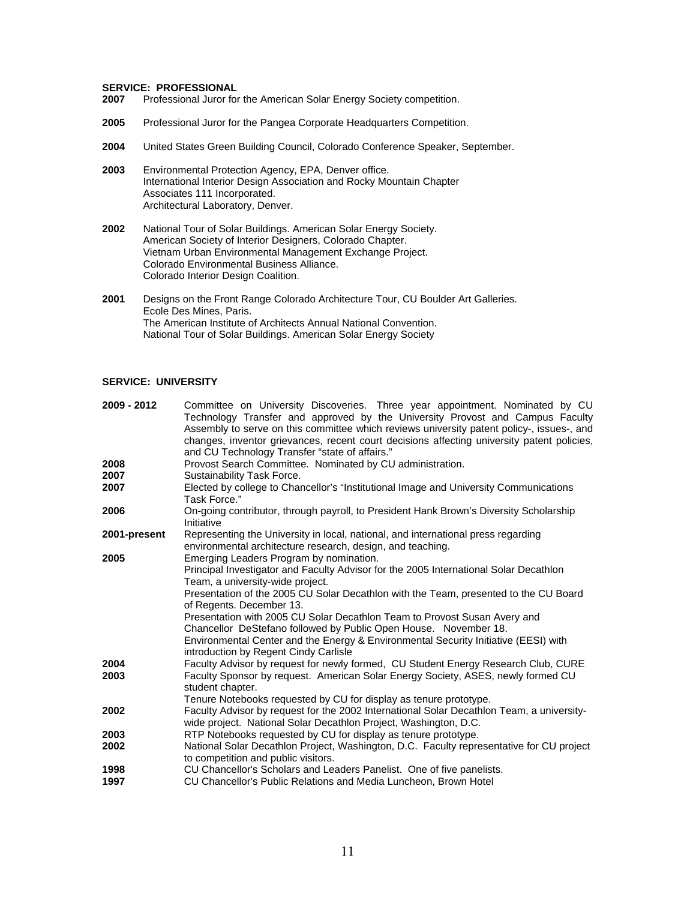## SERVICE: PROFESSIONAL

**2007** Professional Juror for the American Solar Energy Society competition.

**2005** Professional Juror for the Pangea Corporate Headquarters Competition.

**2004** United States Green Building Council, Colorado Conference Speaker, September.

**2003** Environmental Protection Agency, EPA, Denver office.
International Interior Design Association and Rocky Mountain Chapter
Associates 111 Incorporated.
Architectural Laboratory, Denver.

**2002** National Tour of Solar Buildings. American Solar Energy Society.
American Society of Interior Designers, Colorado Chapter.
Vietnam Urban Environmental Management Exchange Project.
Colorado Environmental Business Alliance.
Colorado Interior Design Coalition.

**2001** Designs on the Front Range Colorado Architecture Tour, CU Boulder Art Galleries.
Ecole Des Mines, Paris.
The American Institute of Architects Annual National Convention.
National Tour of Solar Buildings. American Solar Energy Society

## SERVICE: UNIVERSITY

**2009 - 2012** Committee on University Discoveries. Three year appointment. Nominated by CU Technology Transfer and approved by the University Provost and Campus Faculty Assembly to serve on this committee which reviews university patent policy-, issues-, and changes, inventor grievances, recent court decisions affecting university patent policies, and CU Technology Transfer "state of affairs."

**2008** Provost Search Committee. Nominated by CU administration.

**2007** Sustainability Task Force.

**2007** Elected by college to Chancellor's "Institutional Image and University Communications Task Force."

**2006** On-going contributor, through payroll, to President Hank Brown's Diversity Scholarship Initiative

**2001-present** Representing the University in local, national, and international press regarding environmental architecture research, design, and teaching.

**2005** Emerging Leaders Program by nomination.
Principal Investigator and Faculty Advisor for the 2005 International Solar Decathlon Team, a university-wide project.
Presentation of the 2005 CU Solar Decathlon with the Team, presented to the CU Board of Regents. December 13.
Presentation with 2005 CU Solar Decathlon Team to Provost Susan Avery and Chancellor DeStefano followed by Public Open House. November 18.
Environmental Center and the Energy & Environmental Security Initiative (EESI) with introduction by Regent Cindy Carlisle

**2004** Faculty Advisor by request for newly formed, CU Student Energy Research Club, CURE

**2003** Faculty Sponsor by request. American Solar Energy Society, ASES, newly formed CU student chapter.
Tenure Notebooks requested by CU for display as tenure prototype.

**2002** Faculty Advisor by request for the 2002 International Solar Decathlon Team, a university-wide project. National Solar Decathlon Project, Washington, D.C.

**2003** RTP Notebooks requested by CU for display as tenure prototype.

**2002** National Solar Decathlon Project, Washington, D.C. Faculty representative for CU project to competition and public visitors.

**1998** CU Chancellor's Scholars and Leaders Panelist. One of five panelists.

**1997** CU Chancellor's Public Relations and Media Luncheon, Brown Hotel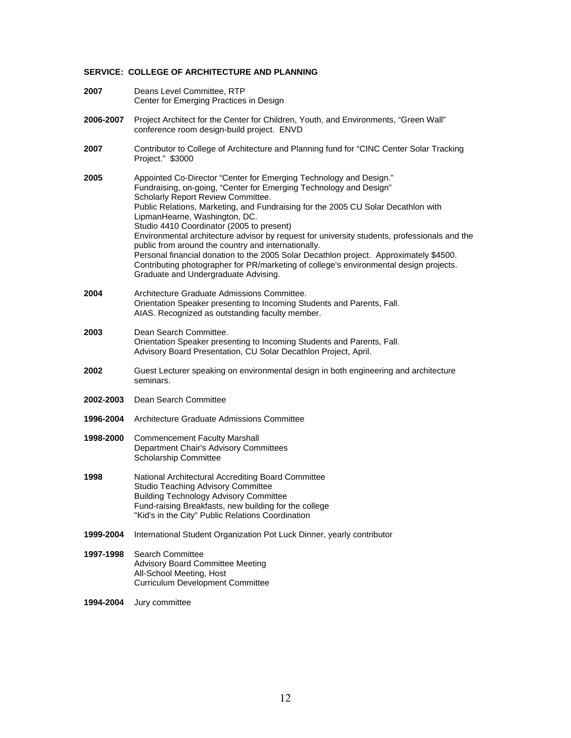**SERVICE: COLLEGE OF ARCHITECTURE AND PLANNING**

**2007** Deans Level Committee, RTP
Center for Emerging Practices in Design

**2006-2007** Project Architect for the Center for Children, Youth, and Environments, "Green Wall" conference room design-build project. ENVD

**2007** Contributor to College of Architecture and Planning fund for "CINC Center Solar Tracking Project." $3000

**2005** Appointed Co-Director "Center for Emerging Technology and Design."
Fundraising, on-going, "Center for Emerging Technology and Design"
Scholarly Report Review Committee.
Public Relations, Marketing, and Fundraising for the 2005 CU Solar Decathlon with LipmanHearne, Washington, DC.
Studio 4410 Coordinator (2005 to present)
Environmental architecture advisor by request for university students, professionals and the public from around the country and internationally.
Personal financial donation to the 2005 Solar Decathlon project. Approximately $4500.
Contributing photographer for PR/marketing of college's environmental design projects.
Graduate and Undergraduate Advising.

**2004** Architecture Graduate Admissions Committee.
Orientation Speaker presenting to Incoming Students and Parents, Fall.
AIAS. Recognized as outstanding faculty member.

**2003** Dean Search Committee.
Orientation Speaker presenting to Incoming Students and Parents, Fall.
Advisory Board Presentation, CU Solar Decathlon Project, April.

**2002** Guest Lecturer speaking on environmental design in both engineering and architecture seminars.

**2002-2003** Dean Search Committee

**1996-2004** Architecture Graduate Admissions Committee

**1998-2000** Commencement Faculty Marshall
Department Chair's Advisory Committees
Scholarship Committee

**1998** National Architectural Accrediting Board Committee
Studio Teaching Advisory Committee
Building Technology Advisory Committee
Fund-raising Breakfasts, new building for the college
"Kid's in the City" Public Relations Coordination

**1999-2004** International Student Organization Pot Luck Dinner, yearly contributor

**1997-1998** Search Committee
Advisory Board Committee Meeting
All-School Meeting, Host
Curriculum Development Committee

**1994-2004** Jury committee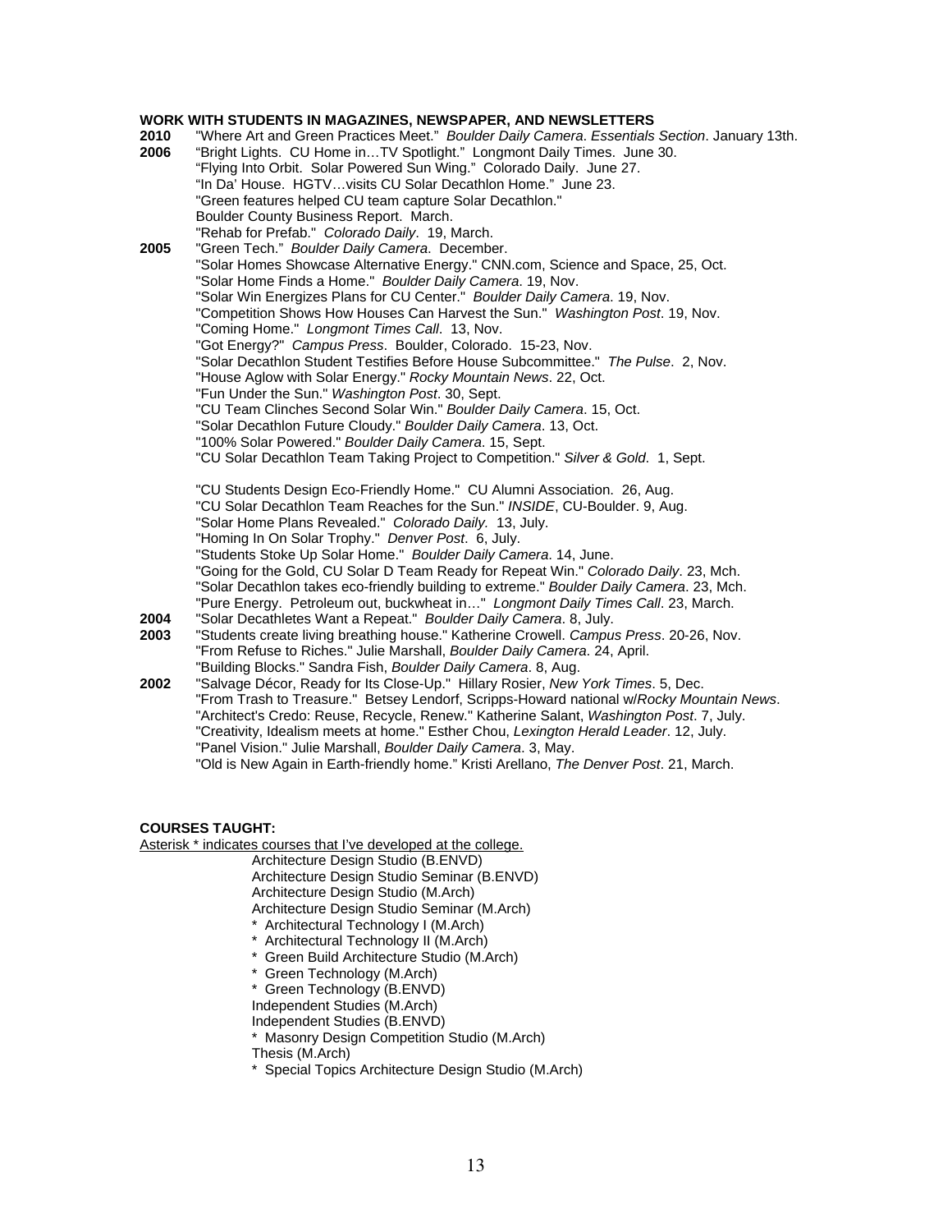## WORK WITH STUDENTS IN MAGAZINES, NEWSPAPER, AND NEWSLETTERS

**2010** "Where Art and Green Practices Meet." *Boulder Daily Camera*. *Essentials Section*. January 13th.

**2006** "Bright Lights. CU Home in…TV Spotlight." Longmont Daily Times. June 30.
"Flying Into Orbit. Solar Powered Sun Wing." Colorado Daily. June 27.
"In Da' House. HGTV…visits CU Solar Decathlon Home." June 23.
"Green features helped CU team capture Solar Decathlon."
Boulder County Business Report. March.
"Rehab for Prefab." *Colorado Daily*. 19, March.

**2005** "Green Tech." *Boulder Daily Camera*. December.
"Solar Homes Showcase Alternative Energy." CNN.com, Science and Space, 25, Oct.
"Solar Home Finds a Home." *Boulder Daily Camera*. 19, Nov.
"Solar Win Energizes Plans for CU Center." *Boulder Daily Camera*. 19, Nov.
"Competition Shows How Houses Can Harvest the Sun." *Washington Post*. 19, Nov.
"Coming Home." *Longmont Times Call*. 13, Nov.
"Got Energy?" *Campus Press*. Boulder, Colorado. 15-23, Nov.
"Solar Decathlon Student Testifies Before House Subcommittee." *The Pulse*. 2, Nov.
"House Aglow with Solar Energy." *Rocky Mountain News*. 22, Oct.
"Fun Under the Sun." *Washington Post*. 30, Sept.
"CU Team Clinches Second Solar Win." *Boulder Daily Camera*. 15, Oct.
"Solar Decathlon Future Cloudy." *Boulder Daily Camera*. 13, Oct.
"100% Solar Powered." *Boulder Daily Camera*. 15, Sept.
"CU Solar Decathlon Team Taking Project to Competition." *Silver & Gold*. 1, Sept.

"CU Students Design Eco-Friendly Home." CU Alumni Association. 26, Aug.
"CU Solar Decathlon Team Reaches for the Sun." *INSIDE*, CU-Boulder. 9, Aug.
"Solar Home Plans Revealed." *Colorado Daily.* 13, July.
"Homing In On Solar Trophy." *Denver Post*. 6, July.
"Students Stoke Up Solar Home." *Boulder Daily Camera*. 14, June.
"Going for the Gold, CU Solar D Team Ready for Repeat Win." *Colorado Daily*. 23, Mch.
"Solar Decathlon takes eco-friendly building to extreme." *Boulder Daily Camera*. 23, Mch.
"Pure Energy. Petroleum out, buckwheat in…" *Longmont Daily Times Call*. 23, March.

**2004** "Solar Decathletes Want a Repeat." *Boulder Daily Camera*. 8, July.

**2003** "Students create living breathing house." Katherine Crowell. *Campus Press*. 20-26, Nov.
"From Refuse to Riches." Julie Marshall, *Boulder Daily Camera*. 24, April.
"Building Blocks." Sandra Fish, *Boulder Daily Camera*. 8, Aug.

**2002** "Salvage Décor, Ready for Its Close-Up." Hillary Rosier, *New York Times*. 5, Dec.
"From Trash to Treasure." Betsey Lendorf, Scripps-Howard national w/*Rocky Mountain News*.
"Architect's Credo: Reuse, Recycle, Renew." Katherine Salant, *Washington Post*. 7, July.
"Creativity, Idealism meets at home." Esther Chou, *Lexington Herald Leader*. 12, July.
"Panel Vision." Julie Marshall, *Boulder Daily Camera*. 3, May.
"Old is New Again in Earth-friendly home." Kristi Arellano, *The Denver Post*. 21, March.

## COURSES TAUGHT:

<u>Asterisk * indicates courses that I've developed at the college.</u>

Architecture Design Studio (B.ENVD)
Architecture Design Studio Seminar (B.ENVD)
Architecture Design Studio (M.Arch)
Architecture Design Studio Seminar (M.Arch)
* Architectural Technology I (M.Arch)
* Architectural Technology II (M.Arch)
* Green Build Architecture Studio (M.Arch)
* Green Technology (M.Arch)
* Green Technology (B.ENVD)
Independent Studies (M.Arch)
Independent Studies (B.ENVD)
* Masonry Design Competition Studio (M.Arch)
Thesis (M.Arch)
* Special Topics Architecture Design Studio (M.Arch)